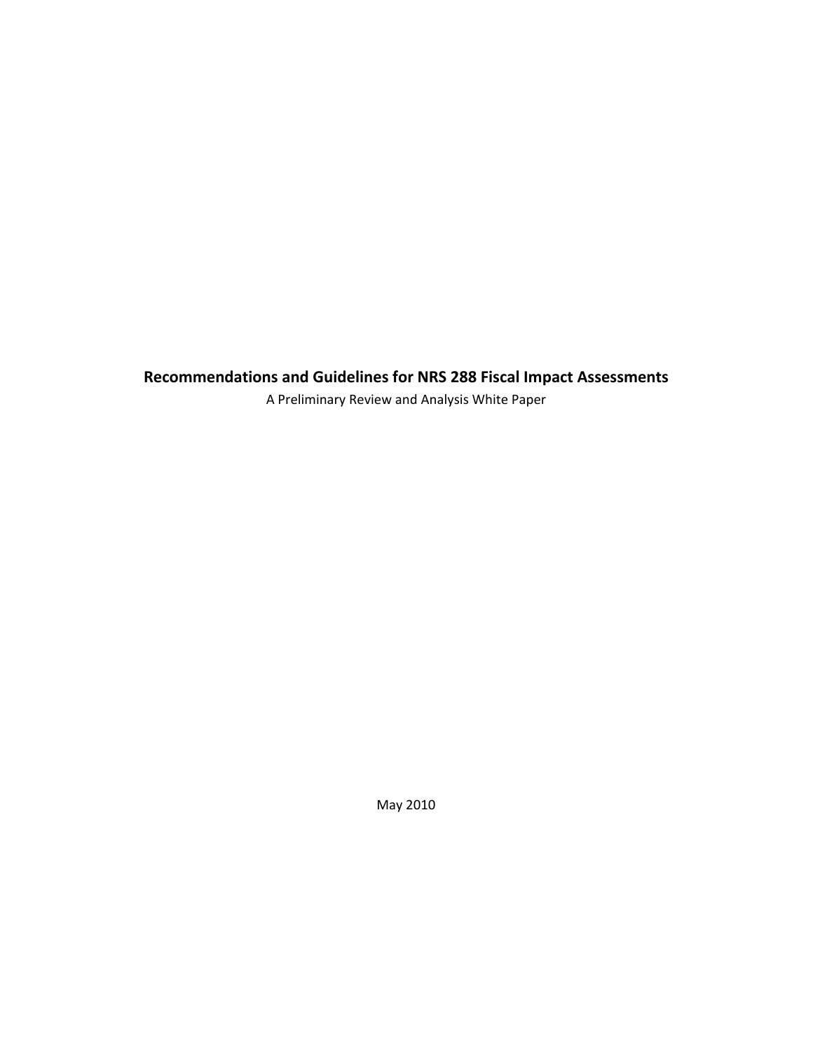# Recommendations and Guidelines for NRS 288 Fiscal Impact Assessments

A Preliminary Review and Analysis White Paper

May 2010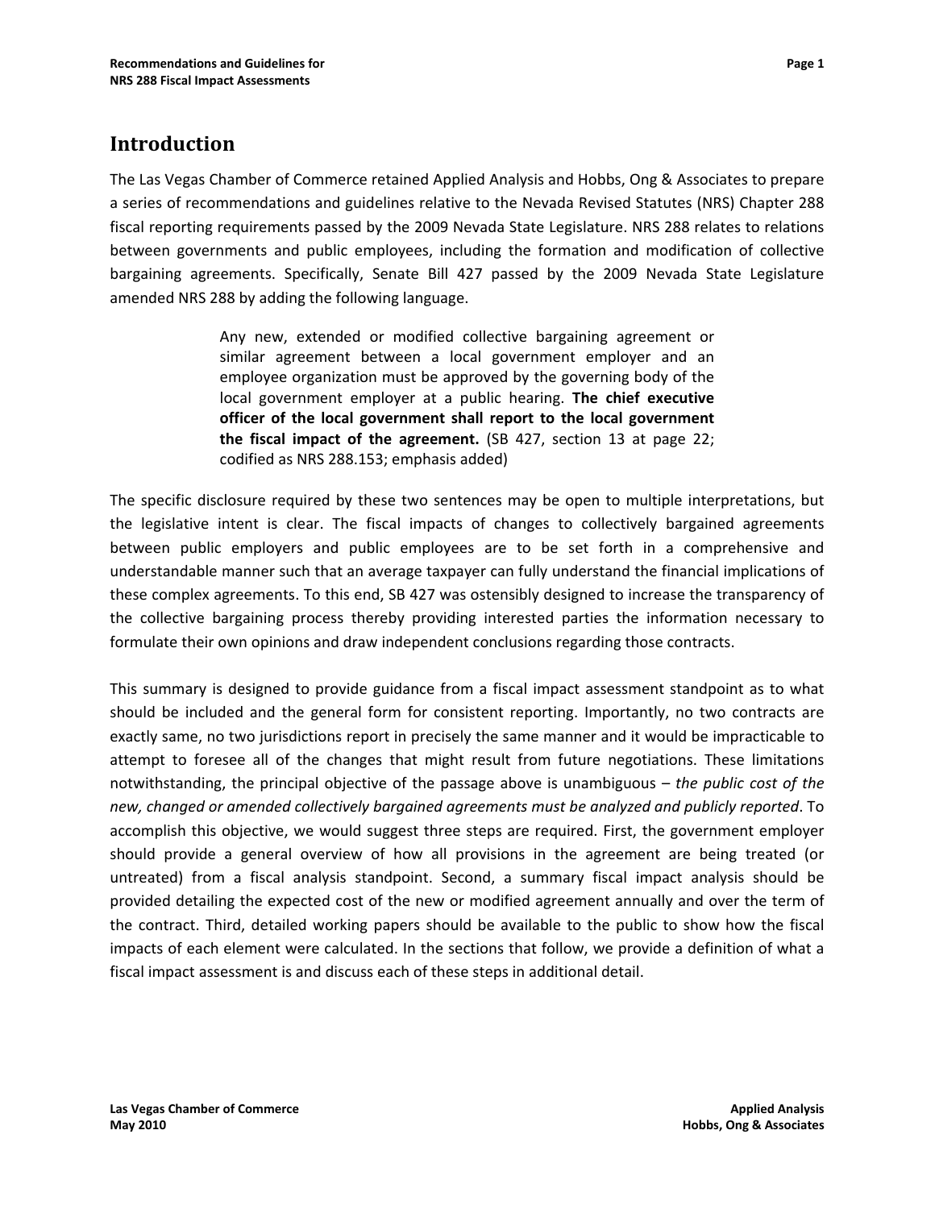## Introduction

The Las Vegas Chamber of Commerce retained Applied Analysis and Hobbs, Ong & Associates to prepare a series of recommendations and guidelines relative to the Nevada Revised Statutes (NRS) Chapter 288 fiscal reporting requirements passed by the 2009 Nevada State Legislature. NRS 288 relates to relations between governments and public employees, including the formation and modification of collective bargaining agreements. Specifically, Senate Bill 427 passed by the 2009 Nevada State Legislature amended NRS 288 by adding the following language.

> Any new, extended or modified collective bargaining agreement or similar agreement between a local government employer and an employee organization must be approved by the governing body of the local government employer at a public hearing. **The chief executive officer of the local government shall report to the local government the fiscal impact of the agreement.** (SB 427, section 13 at page 22; codified as NRS 288.153; emphasis added)

The specific disclosure required by these two sentences may be open to multiple interpretations, but the legislative intent is clear. The fiscal impacts of changes to collectively bargained agreements between public employers and public employees are to be set forth in a comprehensive and understandable manner such that an average taxpayer can fully understand the financial implications of these complex agreements. To this end, SB 427 was ostensibly designed to increase the transparency of the collective bargaining process thereby providing interested parties the information necessary to formulate their own opinions and draw independent conclusions regarding those contracts.

This summary is designed to provide guidance from a fiscal impact assessment standpoint as to what should be included and the general form for consistent reporting. Importantly, no two contracts are exactly same, no two jurisdictions report in precisely the same manner and it would be impracticable to attempt to foresee all of the changes that might result from future negotiations. These limitations notwithstanding, the principal objective of the passage above is unambiguous – *the public cost of the new, changed or amended collectively bargained agreements must be analyzed and publicly reported*. To accomplish this objective, we would suggest three steps are required. First, the government employer should provide a general overview of how all provisions in the agreement are being treated (or untreated) from a fiscal analysis standpoint. Second, a summary fiscal impact analysis should be provided detailing the expected cost of the new or modified agreement annually and over the term of the contract. Third, detailed working papers should be available to the public to show how the fiscal impacts of each element were calculated. In the sections that follow, we provide a definition of what a fiscal impact assessment is and discuss each of these steps in additional detail.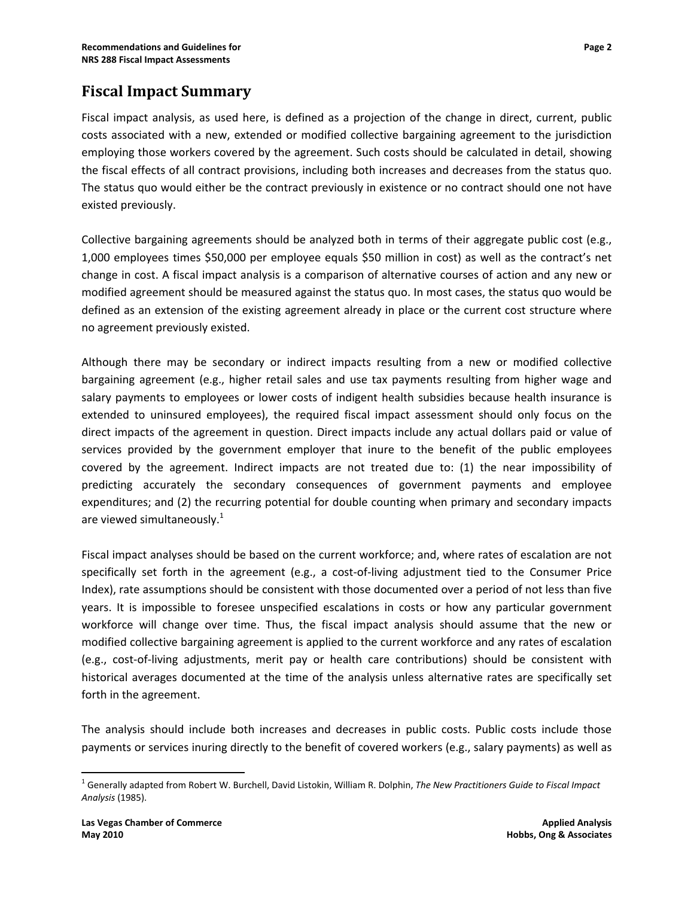## Fiscal Impact Summary

Fiscal impact analysis, as used here, is defined as a projection of the change in direct, current, public costs associated with a new, extended or modified collective bargaining agreement to the jurisdiction employing those workers covered by the agreement. Such costs should be calculated in detail, showing the fiscal effects of all contract provisions, including both increases and decreases from the status quo. The status quo would either be the contract previously in existence or no contract should one not have existed previously.

Collective bargaining agreements should be analyzed both in terms of their aggregate public cost (e.g., 1,000 employees times $50,000 per employee equals $50 million in cost) as well as the contract's net change in cost. A fiscal impact analysis is a comparison of alternative courses of action and any new or modified agreement should be measured against the status quo. In most cases, the status quo would be defined as an extension of the existing agreement already in place or the current cost structure where no agreement previously existed.

Although there may be secondary or indirect impacts resulting from a new or modified collective bargaining agreement (e.g., higher retail sales and use tax payments resulting from higher wage and salary payments to employees or lower costs of indigent health subsidies because health insurance is extended to uninsured employees), the required fiscal impact assessment should only focus on the direct impacts of the agreement in question. Direct impacts include any actual dollars paid or value of services provided by the government employer that inure to the benefit of the public employees covered by the agreement. Indirect impacts are not treated due to: (1) the near impossibility of predicting accurately the secondary consequences of government payments and employee expenditures; and (2) the recurring potential for double counting when primary and secondary impacts are viewed simultaneously.[1]

Fiscal impact analyses should be based on the current workforce; and, where rates of escalation are not specifically set forth in the agreement (e.g., a cost-of-living adjustment tied to the Consumer Price Index), rate assumptions should be consistent with those documented over a period of not less than five years. It is impossible to foresee unspecified escalations in costs or how any particular government workforce will change over time. Thus, the fiscal impact analysis should assume that the new or modified collective bargaining agreement is applied to the current workforce and any rates of escalation (e.g., cost-of-living adjustments, merit pay or health care contributions) should be consistent with historical averages documented at the time of the analysis unless alternative rates are specifically set forth in the agreement.

The analysis should include both increases and decreases in public costs. Public costs include those payments or services inuring directly to the benefit of covered workers (e.g., salary payments) as well as

---

[1] Generally adapted from Robert W. Burchell, David Listokin, William R. Dolphin, *The New Practitioners Guide to Fiscal Impact Analysis* (1985).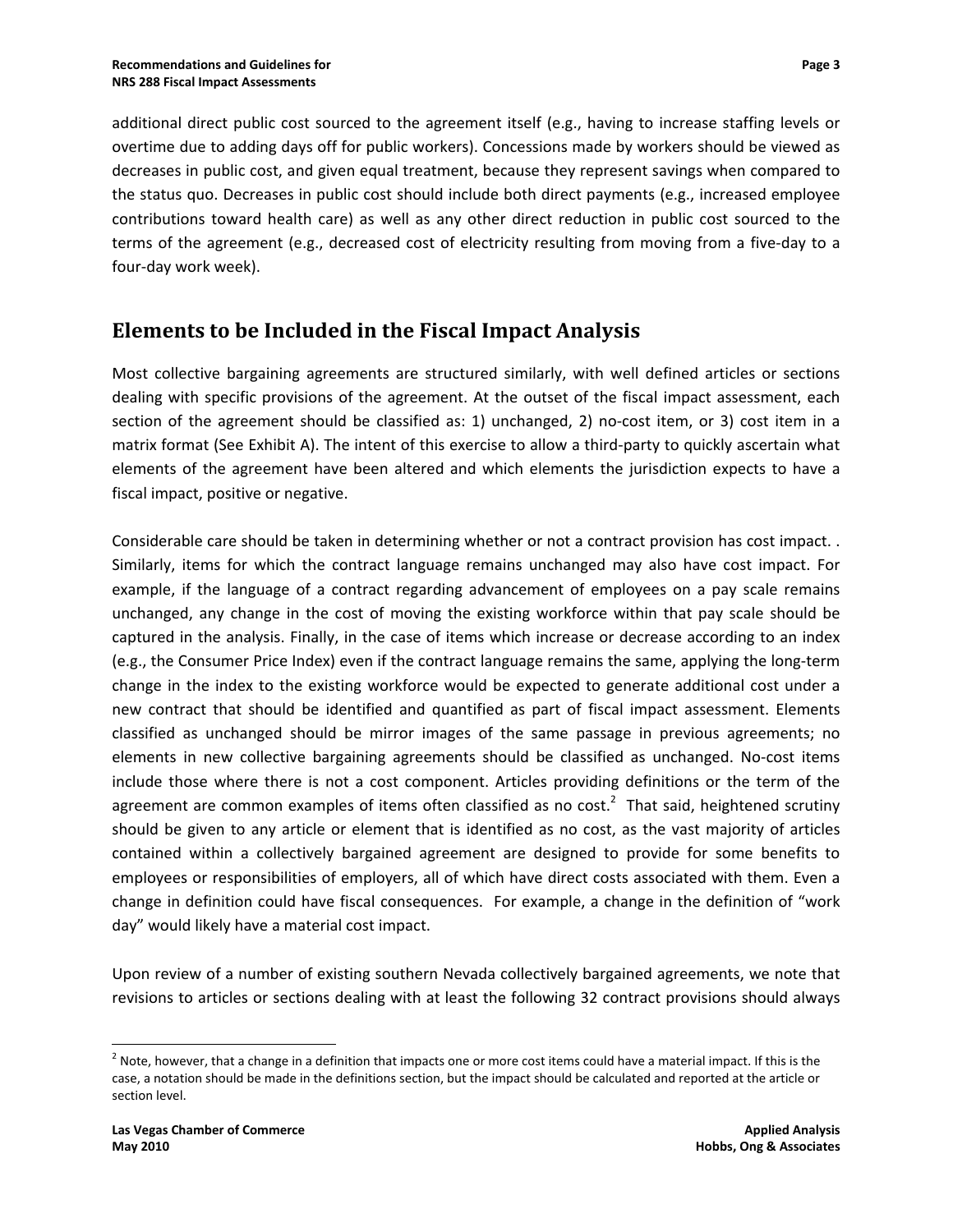additional direct public cost sourced to the agreement itself (e.g., having to increase staffing levels or overtime due to adding days off for public workers). Concessions made by workers should be viewed as decreases in public cost, and given equal treatment, because they represent savings when compared to the status quo. Decreases in public cost should include both direct payments (e.g., increased employee contributions toward health care) as well as any other direct reduction in public cost sourced to the terms of the agreement (e.g., decreased cost of electricity resulting from moving from a five-day to a four-day work week).

## Elements to be Included in the Fiscal Impact Analysis

Most collective bargaining agreements are structured similarly, with well defined articles or sections dealing with specific provisions of the agreement. At the outset of the fiscal impact assessment, each section of the agreement should be classified as: 1) unchanged, 2) no-cost item, or 3) cost item in a matrix format (See Exhibit A). The intent of this exercise to allow a third-party to quickly ascertain what elements of the agreement have been altered and which elements the jurisdiction expects to have a fiscal impact, positive or negative.

Considerable care should be taken in determining whether or not a contract provision has cost impact. . Similarly, items for which the contract language remains unchanged may also have cost impact. For example, if the language of a contract regarding advancement of employees on a pay scale remains unchanged, any change in the cost of moving the existing workforce within that pay scale should be captured in the analysis. Finally, in the case of items which increase or decrease according to an index (e.g., the Consumer Price Index) even if the contract language remains the same, applying the long-term change in the index to the existing workforce would be expected to generate additional cost under a new contract that should be identified and quantified as part of fiscal impact assessment. Elements classified as unchanged should be mirror images of the same passage in previous agreements; no elements in new collective bargaining agreements should be classified as unchanged. No-cost items include those where there is not a cost component. Articles providing definitions or the term of the agreement are common examples of items often classified as no cost.[2] That said, heightened scrutiny should be given to any article or element that is identified as no cost, as the vast majority of articles contained within a collectively bargained agreement are designed to provide for some benefits to employees or responsibilities of employers, all of which have direct costs associated with them. Even a change in definition could have fiscal consequences. For example, a change in the definition of "work day" would likely have a material cost impact.

Upon review of a number of existing southern Nevada collectively bargained agreements, we note that revisions to articles or sections dealing with at least the following 32 contract provisions should always

[2] Note, however, that a change in a definition that impacts one or more cost items could have a material impact. If this is the case, a notation should be made in the definitions section, but the impact should be calculated and reported at the article or section level.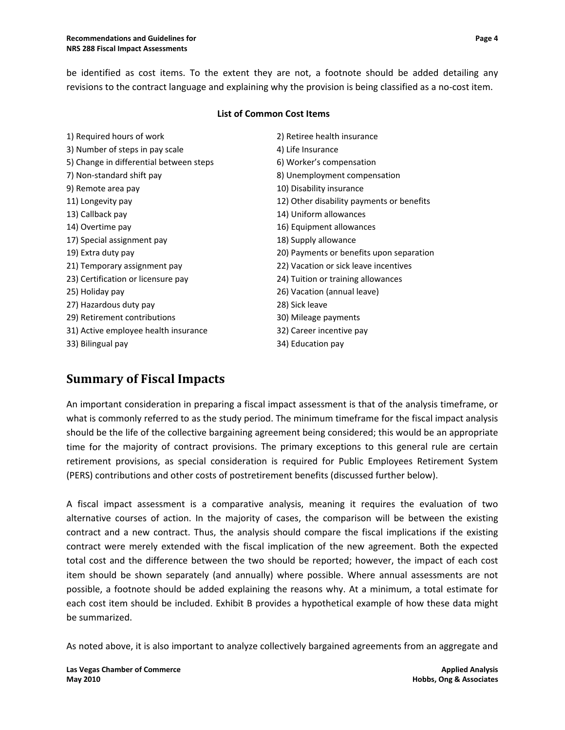be identified as cost items. To the extent they are not, a footnote should be added detailing any revisions to the contract language and explaining why the provision is being classified as a no-cost item.

**List of Common Cost Items**

| | |
|---|---|
| 1) Required hours of work | 2) Retiree health insurance |
| 3) Number of steps in pay scale | 4) Life Insurance |
| 5) Change in differential between steps | 6) Worker's compensation |
| 7) Non-standard shift pay | 8) Unemployment compensation |
| 9) Remote area pay | 10) Disability insurance |
| 11) Longevity pay | 12) Other disability payments or benefits |
| 13) Callback pay | 14) Uniform allowances |
| 14) Overtime pay | 16) Equipment allowances |
| 17) Special assignment pay | 18) Supply allowance |
| 19) Extra duty pay | 20) Payments or benefits upon separation |
| 21) Temporary assignment pay | 22) Vacation or sick leave incentives |
| 23) Certification or licensure pay | 24) Tuition or training allowances |
| 25) Holiday pay | 26) Vacation (annual leave) |
| 27) Hazardous duty pay | 28) Sick leave |
| 29) Retirement contributions | 30) Mileage payments |
| 31) Active employee health insurance | 32) Career incentive pay |
| 33) Bilingual pay | 34) Education pay |

## Summary of Fiscal Impacts

An important consideration in preparing a fiscal impact assessment is that of the analysis timeframe, or what is commonly referred to as the study period. The minimum timeframe for the fiscal impact analysis should be the life of the collective bargaining agreement being considered; this would be an appropriate time for the majority of contract provisions. The primary exceptions to this general rule are certain retirement provisions, as special consideration is required for Public Employees Retirement System (PERS) contributions and other costs of postretirement benefits (discussed further below).

A fiscal impact assessment is a comparative analysis, meaning it requires the evaluation of two alternative courses of action. In the majority of cases, the comparison will be between the existing contract and a new contract. Thus, the analysis should compare the fiscal implications if the existing contract were merely extended with the fiscal implication of the new agreement. Both the expected total cost and the difference between the two should be reported; however, the impact of each cost item should be shown separately (and annually) where possible. Where annual assessments are not possible, a footnote should be added explaining the reasons why. At a minimum, a total estimate for each cost item should be included. Exhibit B provides a hypothetical example of how these data might be summarized.

As noted above, it is also important to analyze collectively bargained agreements from an aggregate and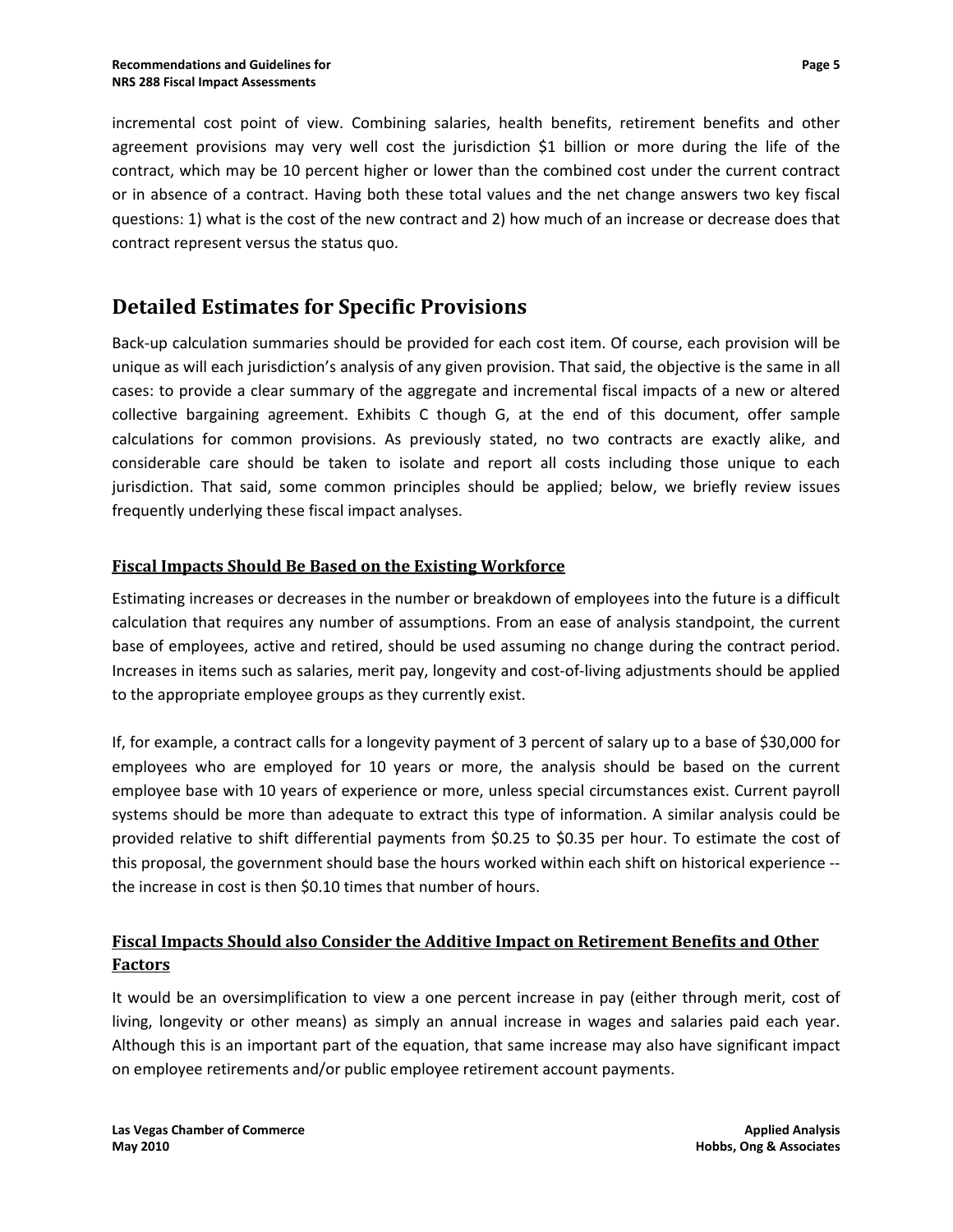incremental cost point of view. Combining salaries, health benefits, retirement benefits and other agreement provisions may very well cost the jurisdiction $1 billion or more during the life of the contract, which may be 10 percent higher or lower than the combined cost under the current contract or in absence of a contract. Having both these total values and the net change answers two key fiscal questions: 1) what is the cost of the new contract and 2) how much of an increase or decrease does that contract represent versus the status quo.

## Detailed Estimates for Specific Provisions

Back-up calculation summaries should be provided for each cost item. Of course, each provision will be unique as will each jurisdiction's analysis of any given provision. That said, the objective is the same in all cases: to provide a clear summary of the aggregate and incremental fiscal impacts of a new or altered collective bargaining agreement. Exhibits C though G, at the end of this document, offer sample calculations for common provisions. As previously stated, no two contracts are exactly alike, and considerable care should be taken to isolate and report all costs including those unique to each jurisdiction. That said, some common principles should be applied; below, we briefly review issues frequently underlying these fiscal impact analyses.

### Fiscal Impacts Should Be Based on the Existing Workforce

Estimating increases or decreases in the number or breakdown of employees into the future is a difficult calculation that requires any number of assumptions. From an ease of analysis standpoint, the current base of employees, active and retired, should be used assuming no change during the contract period. Increases in items such as salaries, merit pay, longevity and cost-of-living adjustments should be applied to the appropriate employee groups as they currently exist.

If, for example, a contract calls for a longevity payment of 3 percent of salary up to a base of $30,000 for employees who are employed for 10 years or more, the analysis should be based on the current employee base with 10 years of experience or more, unless special circumstances exist. Current payroll systems should be more than adequate to extract this type of information. A similar analysis could be provided relative to shift differential payments from $0.25 to $0.35 per hour. To estimate the cost of this proposal, the government should base the hours worked within each shift on historical experience -- the increase in cost is then $0.10 times that number of hours.

### Fiscal Impacts Should also Consider the Additive Impact on Retirement Benefits and Other Factors

It would be an oversimplification to view a one percent increase in pay (either through merit, cost of living, longevity or other means) as simply an annual increase in wages and salaries paid each year. Although this is an important part of the equation, that same increase may also have significant impact on employee retirements and/or public employee retirement account payments.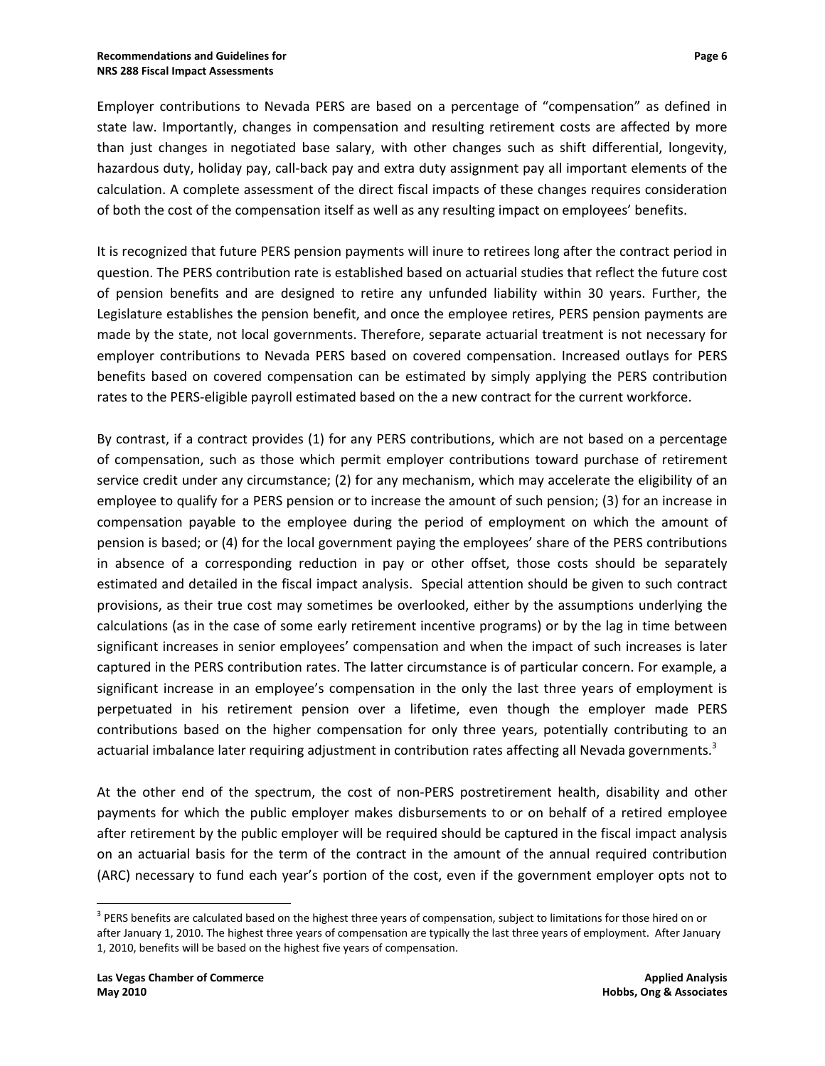Employer contributions to Nevada PERS are based on a percentage of "compensation" as defined in state law. Importantly, changes in compensation and resulting retirement costs are affected by more than just changes in negotiated base salary, with other changes such as shift differential, longevity, hazardous duty, holiday pay, call-back pay and extra duty assignment pay all important elements of the calculation. A complete assessment of the direct fiscal impacts of these changes requires consideration of both the cost of the compensation itself as well as any resulting impact on employees' benefits.

It is recognized that future PERS pension payments will inure to retirees long after the contract period in question. The PERS contribution rate is established based on actuarial studies that reflect the future cost of pension benefits and are designed to retire any unfunded liability within 30 years. Further, the Legislature establishes the pension benefit, and once the employee retires, PERS pension payments are made by the state, not local governments. Therefore, separate actuarial treatment is not necessary for employer contributions to Nevada PERS based on covered compensation. Increased outlays for PERS benefits based on covered compensation can be estimated by simply applying the PERS contribution rates to the PERS-eligible payroll estimated based on the a new contract for the current workforce.

By contrast, if a contract provides (1) for any PERS contributions, which are not based on a percentage of compensation, such as those which permit employer contributions toward purchase of retirement service credit under any circumstance; (2) for any mechanism, which may accelerate the eligibility of an employee to qualify for a PERS pension or to increase the amount of such pension; (3) for an increase in compensation payable to the employee during the period of employment on which the amount of pension is based; or (4) for the local government paying the employees' share of the PERS contributions in absence of a corresponding reduction in pay or other offset, those costs should be separately estimated and detailed in the fiscal impact analysis. Special attention should be given to such contract provisions, as their true cost may sometimes be overlooked, either by the assumptions underlying the calculations (as in the case of some early retirement incentive programs) or by the lag in time between significant increases in senior employees' compensation and when the impact of such increases is later captured in the PERS contribution rates. The latter circumstance is of particular concern. For example, a significant increase in an employee's compensation in the only the last three years of employment is perpetuated in his retirement pension over a lifetime, even though the employer made PERS contributions based on the higher compensation for only three years, potentially contributing to an actuarial imbalance later requiring adjustment in contribution rates affecting all Nevada governments.[3]

At the other end of the spectrum, the cost of non-PERS postretirement health, disability and other payments for which the public employer makes disbursements to or on behalf of a retired employee after retirement by the public employer will be required should be captured in the fiscal impact analysis on an actuarial basis for the term of the contract in the amount of the annual required contribution (ARC) necessary to fund each year's portion of the cost, even if the government employer opts not to

---

[3] PERS benefits are calculated based on the highest three years of compensation, subject to limitations for those hired on or after January 1, 2010. The highest three years of compensation are typically the last three years of employment. After January 1, 2010, benefits will be based on the highest five years of compensation.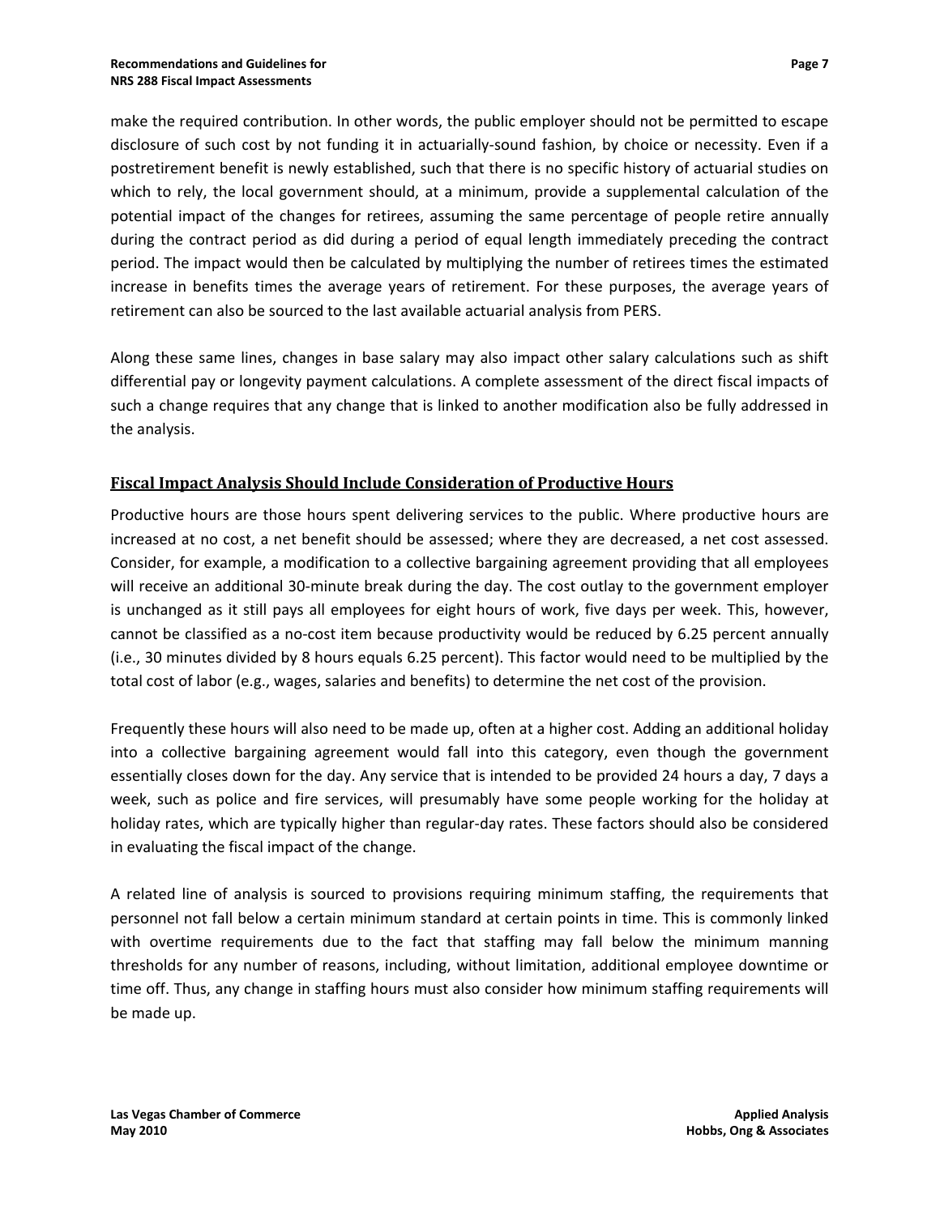make the required contribution. In other words, the public employer should not be permitted to escape disclosure of such cost by not funding it in actuarially-sound fashion, by choice or necessity. Even if a postretirement benefit is newly established, such that there is no specific history of actuarial studies on which to rely, the local government should, at a minimum, provide a supplemental calculation of the potential impact of the changes for retirees, assuming the same percentage of people retire annually during the contract period as did during a period of equal length immediately preceding the contract period. The impact would then be calculated by multiplying the number of retirees times the estimated increase in benefits times the average years of retirement. For these purposes, the average years of retirement can also be sourced to the last available actuarial analysis from PERS.

Along these same lines, changes in base salary may also impact other salary calculations such as shift differential pay or longevity payment calculations. A complete assessment of the direct fiscal impacts of such a change requires that any change that is linked to another modification also be fully addressed in the analysis.

## Fiscal Impact Analysis Should Include Consideration of Productive Hours

Productive hours are those hours spent delivering services to the public. Where productive hours are increased at no cost, a net benefit should be assessed; where they are decreased, a net cost assessed. Consider, for example, a modification to a collective bargaining agreement providing that all employees will receive an additional 30-minute break during the day. The cost outlay to the government employer is unchanged as it still pays all employees for eight hours of work, five days per week. This, however, cannot be classified as a no-cost item because productivity would be reduced by 6.25 percent annually (i.e., 30 minutes divided by 8 hours equals 6.25 percent). This factor would need to be multiplied by the total cost of labor (e.g., wages, salaries and benefits) to determine the net cost of the provision.

Frequently these hours will also need to be made up, often at a higher cost. Adding an additional holiday into a collective bargaining agreement would fall into this category, even though the government essentially closes down for the day. Any service that is intended to be provided 24 hours a day, 7 days a week, such as police and fire services, will presumably have some people working for the holiday at holiday rates, which are typically higher than regular-day rates. These factors should also be considered in evaluating the fiscal impact of the change.

A related line of analysis is sourced to provisions requiring minimum staffing, the requirements that personnel not fall below a certain minimum standard at certain points in time. This is commonly linked with overtime requirements due to the fact that staffing may fall below the minimum manning thresholds for any number of reasons, including, without limitation, additional employee downtime or time off. Thus, any change in staffing hours must also consider how minimum staffing requirements will be made up.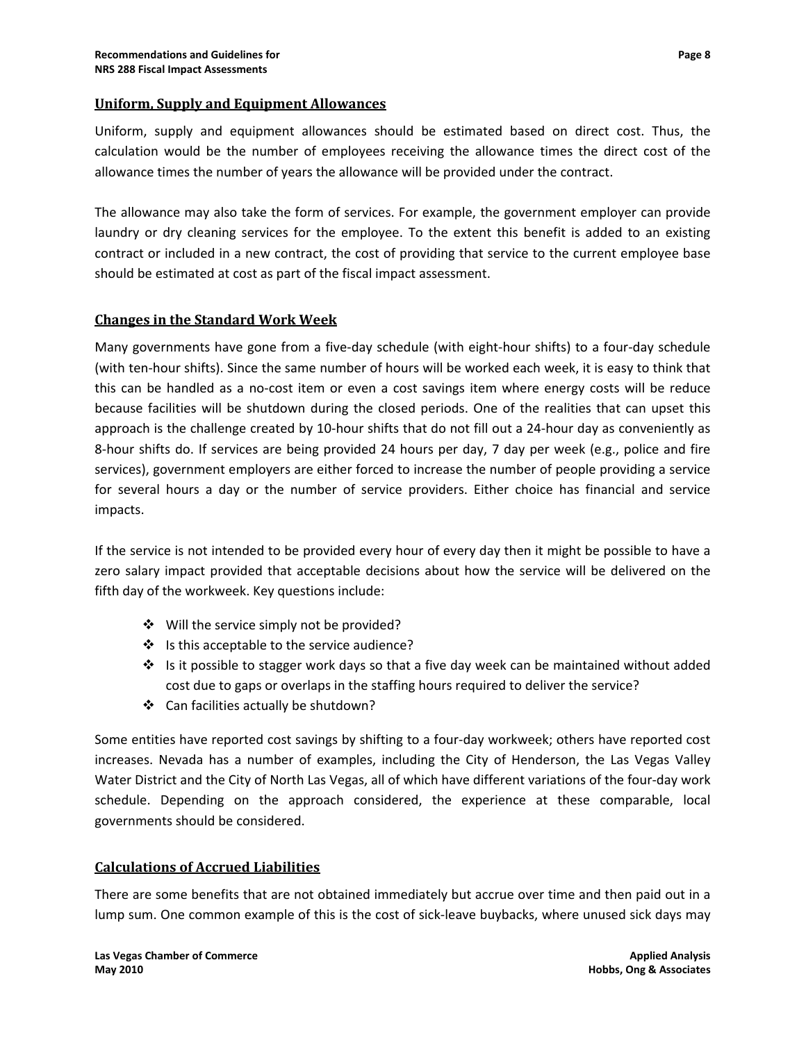## Uniform, Supply and Equipment Allowances

Uniform, supply and equipment allowances should be estimated based on direct cost. Thus, the calculation would be the number of employees receiving the allowance times the direct cost of the allowance times the number of years the allowance will be provided under the contract.

The allowance may also take the form of services. For example, the government employer can provide laundry or dry cleaning services for the employee. To the extent this benefit is added to an existing contract or included in a new contract, the cost of providing that service to the current employee base should be estimated at cost as part of the fiscal impact assessment.

## Changes in the Standard Work Week

Many governments have gone from a five-day schedule (with eight-hour shifts) to a four-day schedule (with ten-hour shifts). Since the same number of hours will be worked each week, it is easy to think that this can be handled as a no-cost item or even a cost savings item where energy costs will be reduce because facilities will be shutdown during the closed periods. One of the realities that can upset this approach is the challenge created by 10-hour shifts that do not fill out a 24-hour day as conveniently as 8-hour shifts do. If services are being provided 24 hours per day, 7 day per week (e.g., police and fire services), government employers are either forced to increase the number of people providing a service for several hours a day or the number of service providers. Either choice has financial and service impacts.

If the service is not intended to be provided every hour of every day then it might be possible to have a zero salary impact provided that acceptable decisions about how the service will be delivered on the fifth day of the workweek. Key questions include:

- Will the service simply not be provided?
- Is this acceptable to the service audience?
- Is it possible to stagger work days so that a five day week can be maintained without added cost due to gaps or overlaps in the staffing hours required to deliver the service?
- Can facilities actually be shutdown?

Some entities have reported cost savings by shifting to a four-day workweek; others have reported cost increases. Nevada has a number of examples, including the City of Henderson, the Las Vegas Valley Water District and the City of North Las Vegas, all of which have different variations of the four-day work schedule. Depending on the approach considered, the experience at these comparable, local governments should be considered.

## Calculations of Accrued Liabilities

There are some benefits that are not obtained immediately but accrue over time and then paid out in a lump sum. One common example of this is the cost of sick-leave buybacks, where unused sick days may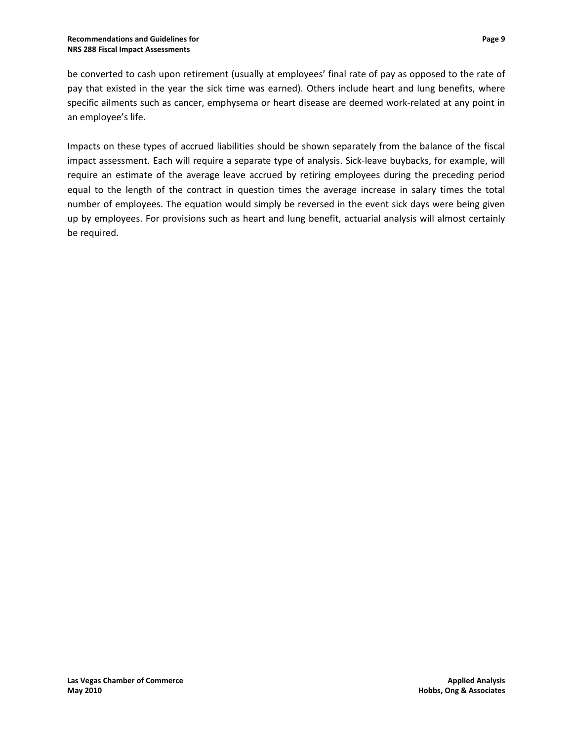be converted to cash upon retirement (usually at employees' final rate of pay as opposed to the rate of pay that existed in the year the sick time was earned). Others include heart and lung benefits, where specific ailments such as cancer, emphysema or heart disease are deemed work-related at any point in an employee's life.

Impacts on these types of accrued liabilities should be shown separately from the balance of the fiscal impact assessment. Each will require a separate type of analysis. Sick-leave buybacks, for example, will require an estimate of the average leave accrued by retiring employees during the preceding period equal to the length of the contract in question times the average increase in salary times the total number of employees. The equation would simply be reversed in the event sick days were being given up by employees. For provisions such as heart and lung benefit, actuarial analysis will almost certainly be required.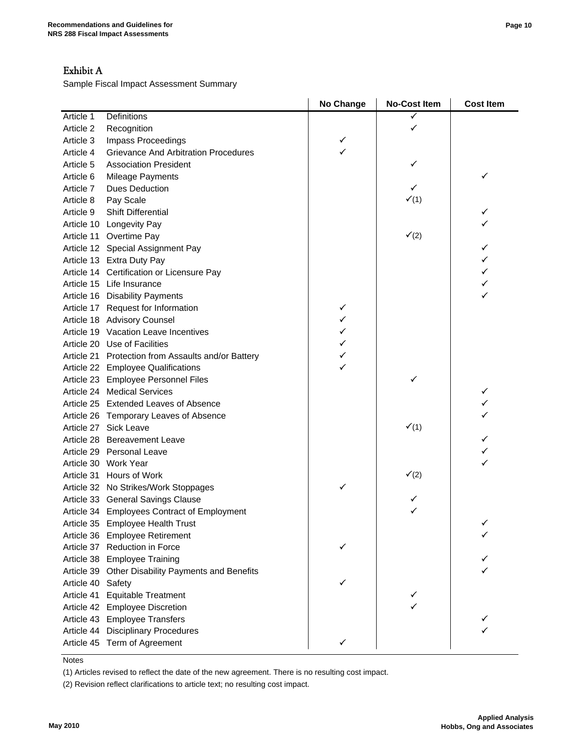## Exhibit A

Sample Fiscal Impact Assessment Summary

| | | No Change | No-Cost Item | Cost Item |
|---|---|---|---|---|
| Article 1 | Definitions | | ✓ | |
| Article 2 | Recognition | | ✓ | |
| Article 3 | Impass Proceedings | ✓ | | |
| Article 4 | Grievance And Arbitration Procedures | ✓ | | |
| Article 5 | Association President | | ✓ | |
| Article 6 | Mileage Payments | | | ✓ |
| Article 7 | Dues Deduction | | ✓ | |
| Article 8 | Pay Scale | | ✓(1) | |
| Article 9 | Shift Differential | | | ✓ |
| Article 10 | Longevity Pay | | | ✓ |
| Article 11 | Overtime Pay | | ✓(2) | |
| Article 12 | Special Assignment Pay | | | ✓ |
| Article 13 | Extra Duty Pay | | | ✓ |
| Article 14 | Certification or Licensure Pay | | | ✓ |
| Article 15 | Life Insurance | | | ✓ |
| Article 16 | Disability Payments | | | ✓ |
| Article 17 | Request for Information | ✓ | | |
| Article 18 | Advisory Counsel | ✓ | | |
| Article 19 | Vacation Leave Incentives | ✓ | | |
| Article 20 | Use of Facilities | ✓ | | |
| Article 21 | Protection from Assaults and/or Battery | ✓ | | |
| Article 22 | Employee Qualifications | ✓ | | |
| Article 23 | Employee Personnel Files | | ✓ | |
| Article 24 | Medical Services | | | ✓ |
| Article 25 | Extended Leaves of Absence | | | ✓ |
| Article 26 | Temporary Leaves of Absence | | | ✓ |
| Article 27 | Sick Leave | | ✓(1) | |
| Article 28 | Bereavement Leave | | | ✓ |
| Article 29 | Personal Leave | | | ✓ |
| Article 30 | Work Year | | | ✓ |
| Article 31 | Hours of Work | | ✓(2) | |
| Article 32 | No Strikes/Work Stoppages | ✓ | | |
| Article 33 | General Savings Clause | | ✓ | |
| Article 34 | Employees Contract of Employment | | ✓ | |
| Article 35 | Employee Health Trust | | | ✓ |
| Article 36 | Employee Retirement | | | ✓ |
| Article 37 | Reduction in Force | ✓ | | |
| Article 38 | Employee Training | | | ✓ |
| Article 39 | Other Disability Payments and Benefits | | | ✓ |
| Article 40 | Safety | ✓ | | |
| Article 41 | Equitable Treatment | | ✓ | |
| Article 42 | Employee Discretion | | ✓ | |
| Article 43 | Employee Transfers | | | ✓ |
| Article 44 | Disciplinary Procedures | | | ✓ |
| Article 45 | Term of Agreement | ✓ | | |

Notes

(1) Articles revised to reflect the date of the new agreement. There is no resulting cost impact.

(2) Revision reflect clarifications to article text; no resulting cost impact.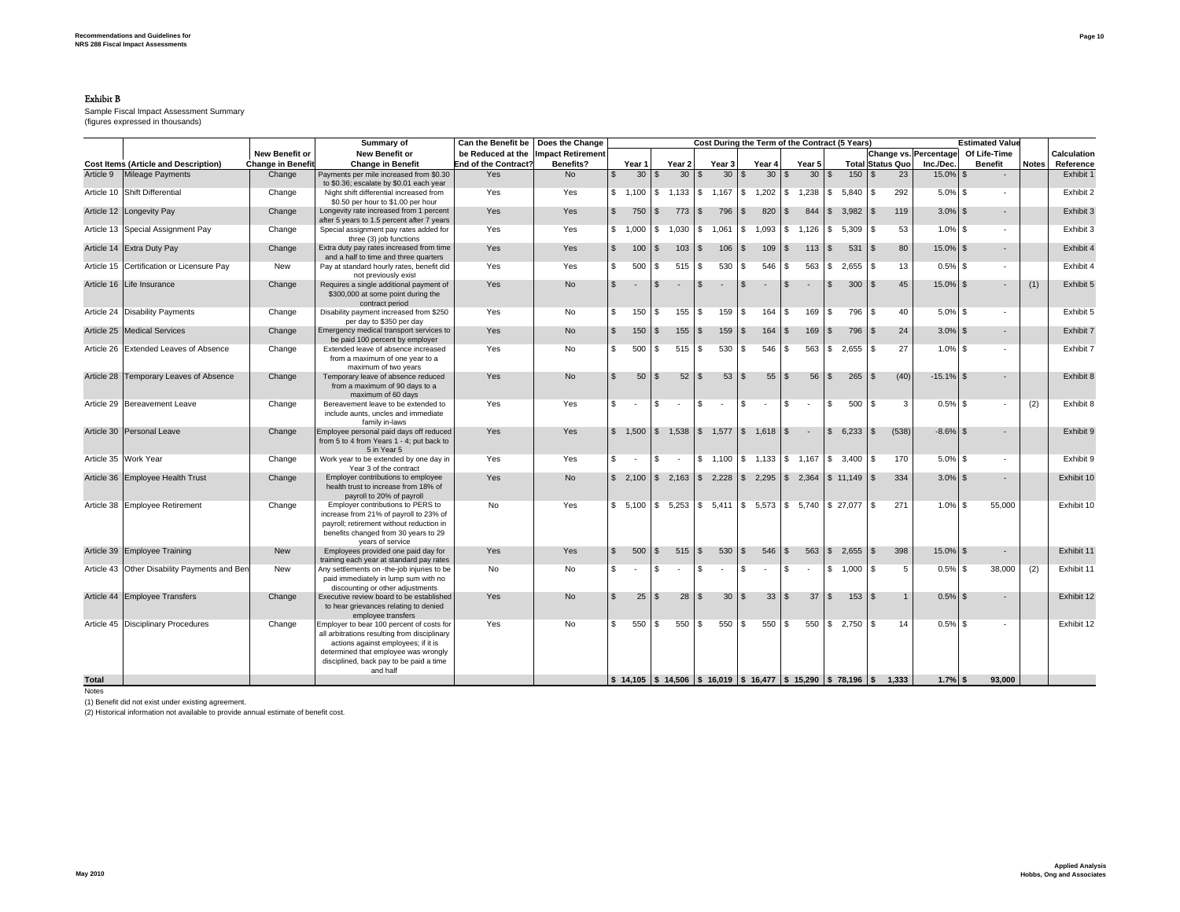# Exhibit B

Sample Fiscal Impact Assessment Summary
(figures expressed in thousands)

| Cost Items (Article and Description) | | New Benefit or Change in Benefit | Summary of New Benefit or Change in Benefit | Can the Benefit be Reduced at the End of the Contract? | Does the Change Impact Retirement Benefits? | Year 1 | Year 2 | Year 3 | Year 4 | Year 5 | Total | Change vs. Status Quo | Percentage Inc./Dec. | Estimated Value Of Life-Time Benefit | Notes | Calculation Reference |
|---|---|---|---|---|---|---|---|---|---|---|---|---|---|---|---|---|
| Article 9 | Mileage Payments | Change | Payments per mile increased from $0.30 to $0.36; escalate by $0.01 each year | Yes | No | $ 30 | $ 30 | $ 30 | $ 30 | $ 30 | $ 150 | $ 23 | 15.0% | $ - | | Exhibit 1 |
| Article 10 | Shift Differential | Change | Night shift differential increased from $0.50 per hour to $1.00 per hour | Yes | Yes | $ 1,100 | $ 1,133 | $ 1,167 | $ 1,202 | $ 1,238 | $ 5,840 | $ 292 | 5.0% | $ - | | Exhibit 2 |
| Article 12 | Longevity Pay | Change | Longevity rate increased from 1 percent after 5 years to 1.5 percent after 7 years | Yes | Yes | $ 750 | $ 773 | $ 796 | $ 820 | $ 844 | $ 3,982 | $ 119 | 3.0% | $ - | | Exhibit 3 |
| Article 13 | Special Assignment Pay | Change | Special assignment pay rates added for three (3) job functions | Yes | Yes | $ 1,000 | $ 1,030 | $ 1,061 | $ 1,093 | $ 1,126 | $ 5,309 | $ 53 | 1.0% | $ - | | Exhibit 3 |
| Article 14 | Extra Duty Pay | Change | Extra duty pay rates increased from time and a half to time and three quarters | Yes | Yes | $ 100 | $ 103 | $ 106 | $ 109 | $ 113 | $ 531 | $ 80 | 15.0% | $ - | | Exhibit 4 |
| Article 15 | Certification or Licensure Pay | New | Pay at standard hourly rates, benefit did not previously exist | Yes | Yes | $ 500 | $ 515 | $ 530 | $ 546 | $ 563 | $ 2,655 | $ 13 | 0.5% | $ - | | Exhibit 4 |
| Article 16 | Life Insurance | Change | Requires a single additional payment of $300,000 at some point during the contract period | Yes | No | $ - | $ - | $ - | $ - | $ - | $ 300 | $ 45 | 15.0% | $ - | (1) | Exhibit 5 |
| Article 24 | Disability Payments | Change | Disability payment increased from $250 per day to $350 per day | Yes | No | $ 150 | $ 155 | $ 159 | $ 164 | $ 169 | $ 796 | $ 40 | 5.0% | $ - | | Exhibit 5 |
| Article 25 | Medical Services | Change | Emergency medical transport services to be paid 100 percent by employer | Yes | No | $ 150 | $ 155 | $ 159 | $ 164 | $ 169 | $ 796 | $ 24 | 3.0% | $ - | | Exhibit 7 |
| Article 26 | Extended Leaves of Absence | Change | Extended leave of absence increased from a maximum of one year to a maximum of two years | Yes | No | $ 500 | $ 515 | $ 530 | $ 546 | $ 563 | $ 2,655 | $ 27 | 1.0% | $ - | | Exhibit 7 |
| Article 28 | Temporary Leaves of Absence | Change | Temporary leave of absence reduced from a maximum of 90 days to a maximum of 60 days | Yes | No | $ 50 | $ 52 | $ 53 | $ 55 | $ 56 | $ 265 | $ (40) | -15.1% | $ - | | Exhibit 8 |
| Article 29 | Bereavement Leave | Change | Bereavement leave to be extended to include aunts, uncles and immediate family in-laws | Yes | Yes | $ - | $ - | $ - | $ - | $ - | $ 500 | $ 3 | 0.5% | $ - | (2) | Exhibit 8 |
| Article 30 | Personal Leave | Change | Employee personal paid days off reduced from 5 to 4 from Years 1 - 4; put back to 5 in Year 5 | Yes | Yes | $ 1,500 | $ 1,538 | $ 1,577 | $ 1,618 | $ - | $ 6,233 | $ (538) | -8.6% | $ - | | Exhibit 9 |
| Article 35 | Work Year | Change | Work year to be extended by one day in Year 3 of the contract | Yes | Yes | $ - | $ - | $ 1,100 | $ 1,133 | $ 1,167 | $ 3,400 | $ 170 | 5.0% | $ - | | Exhibit 9 |
| Article 36 | Employee Health Trust | Change | Employer contributions to employee health trust to increase from 18% of payroll to 20% of payroll | Yes | No | $ 2,100 | $ 2,163 | $ 2,228 | $ 2,295 | $ 2,364 | $ 11,149 | $ 334 | 3.0% | $ - | | Exhibit 10 |
| Article 38 | Employee Retirement | Change | Employer contributions to PERS to increase from 21% of payroll to 23% of payroll; retirement without reduction in benefits changed from 30 years to 29 years of service | No | Yes | $ 5,100 | $ 5,253 | $ 5,411 | $ 5,573 | $ 5,740 | $ 27,077 | $ 271 | 1.0% | $ 55,000 | | Exhibit 10 |
| Article 39 | Employee Training | New | Employees provided one paid day for training each year at standard pay rates | Yes | Yes | $ 500 | $ 515 | $ 530 | $ 546 | $ 563 | $ 2,655 | $ 398 | 15.0% | $ - | | Exhibit 11 |
| Article 43 | Other Disability Payments and Ben | New | Any settlements on -the-job injuries to be paid immediately in lump sum with no discounting or other adjustments | No | No | $ - | $ - | $ - | $ - | $ - | $ 1,000 | $ 5 | 0.5% | $ 38,000 | (2) | Exhibit 11 |
| Article 44 | Employee Transfers | Change | Executive review board to be established to hear grievances relating to denied employee transfers | Yes | No | $ 25 | $ 28 | $ 30 | $ 33 | $ 37 | $ 153 | $ 1 | 0.5% | $ - | | Exhibit 12 |
| Article 45 | Disciplinary Procedures | Change | Employer to bear 100 percent of costs for all arbitrations resulting from disciplinary actions against employees; if it is determined that employee was wrongly disciplined, back pay to be paid a time and half | Yes | No | $ 550 | $ 550 | $ 550 | $ 550 | $ 550 | $ 2,750 | $ 14 | 0.5% | $ - | | Exhibit 12 |
| **Total** | | | | | | $ 14,105 | $ 14,506 | $ 16,019 | $ 16,477 | $ 15,290 | $ 78,196 | $ 1,333 | 1.7% | $ 93,000 | | |

Notes

(1) Benefit did not exist under existing agreement.

(2) Historical information not available to provide annual estimate of benefit cost.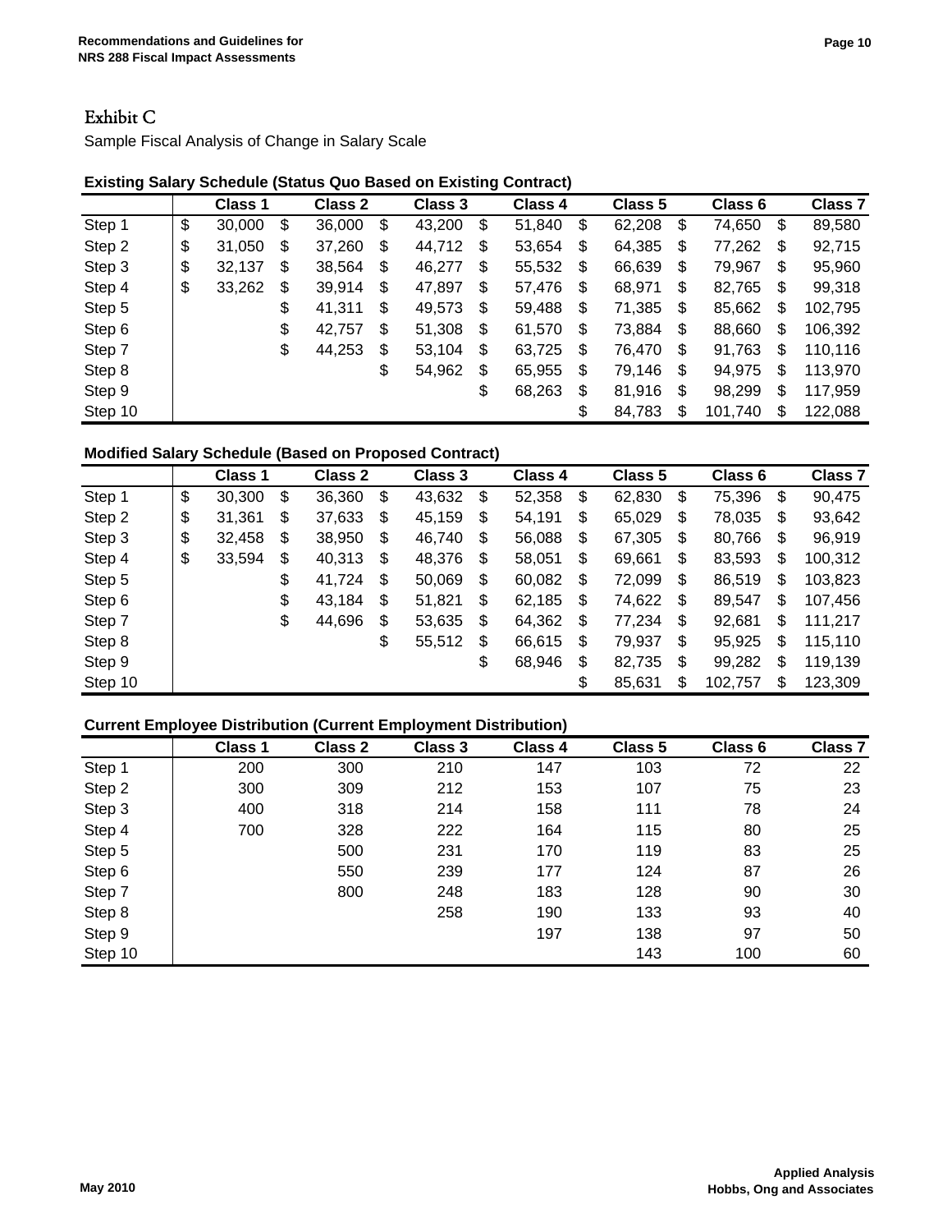# Exhibit C

Sample Fiscal Analysis of Change in Salary Scale

**Existing Salary Schedule (Status Quo Based on Existing Contract)**

| | Class 1 | Class 2 | Class 3 | Class 4 | Class 5 | Class 6 | Class 7 |
|---|---|---|---|---|---|---|---|
| Step 1 | $ 30,000 | $ 36,000 | $ 43,200 | $ 51,840 | $ 62,208 | $ 74,650 | $ 89,580 |
| Step 2 | $ 31,050 | $ 37,260 | $ 44,712 | $ 53,654 | $ 64,385 | $ 77,262 | $ 92,715 |
| Step 3 | $ 32,137 | $ 38,564 | $ 46,277 | $ 55,532 | $ 66,639 | $ 79,967 | $ 95,960 |
| Step 4 | $ 33,262 | $ 39,914 | $ 47,897 | $ 57,476 | $ 68,971 | $ 82,765 | $ 99,318 |
| Step 5 | | $ 41,311 | $ 49,573 | $ 59,488 | $ 71,385 | $ 85,662 | $ 102,795 |
| Step 6 | | $ 42,757 | $ 51,308 | $ 61,570 | $ 73,884 | $ 88,660 | $ 106,392 |
| Step 7 | | $ 44,253 | $ 53,104 | $ 63,725 | $ 76,470 | $ 91,763 | $ 110,116 |
| Step 8 | | | $ 54,962 | $ 65,955 | $ 79,146 | $ 94,975 | $ 113,970 |
| Step 9 | | | | $ 68,263 | $ 81,916 | $ 98,299 | $ 117,959 |
| Step 10 | | | | | $ 84,783 | $ 101,740 | $ 122,088 |

**Modified Salary Schedule (Based on Proposed Contract)**

| | Class 1 | Class 2 | Class 3 | Class 4 | Class 5 | Class 6 | Class 7 |
|---|---|---|---|---|---|---|---|
| Step 1 | $ 30,300 | $ 36,360 | $ 43,632 | $ 52,358 | $ 62,830 | $ 75,396 | $ 90,475 |
| Step 2 | $ 31,361 | $ 37,633 | $ 45,159 | $ 54,191 | $ 65,029 | $ 78,035 | $ 93,642 |
| Step 3 | $ 32,458 | $ 38,950 | $ 46,740 | $ 56,088 | $ 67,305 | $ 80,766 | $ 96,919 |
| Step 4 | $ 33,594 | $ 40,313 | $ 48,376 | $ 58,051 | $ 69,661 | $ 83,593 | $ 100,312 |
| Step 5 | | $ 41,724 | $ 50,069 | $ 60,082 | $ 72,099 | $ 86,519 | $ 103,823 |
| Step 6 | | $ 43,184 | $ 51,821 | $ 62,185 | $ 74,622 | $ 89,547 | $ 107,456 |
| Step 7 | | $ 44,696 | $ 53,635 | $ 64,362 | $ 77,234 | $ 92,681 | $ 111,217 |
| Step 8 | | | $ 55,512 | $ 66,615 | $ 79,937 | $ 95,925 | $ 115,110 |
| Step 9 | | | | $ 68,946 | $ 82,735 | $ 99,282 | $ 119,139 |
| Step 10 | | | | | $ 85,631 | $ 102,757 | $ 123,309 |

**Current Employee Distribution (Current Employment Distribution)**

| | Class 1 | Class 2 | Class 3 | Class 4 | Class 5 | Class 6 | Class 7 |
|---|---|---|---|---|---|---|---|
| Step 1 | 200 | 300 | 210 | 147 | 103 | 72 | 22 |
| Step 2 | 300 | 309 | 212 | 153 | 107 | 75 | 23 |
| Step 3 | 400 | 318 | 214 | 158 | 111 | 78 | 24 |
| Step 4 | 700 | 328 | 222 | 164 | 115 | 80 | 25 |
| Step 5 | | 500 | 231 | 170 | 119 | 83 | 25 |
| Step 6 | | 550 | 239 | 177 | 124 | 87 | 26 |
| Step 7 | | 800 | 248 | 183 | 128 | 90 | 30 |
| Step 8 | | | 258 | 190 | 133 | 93 | 40 |
| Step 9 | | | | 197 | 138 | 97 | 50 |
| Step 10 | | | | | 143 | 100 | 60 |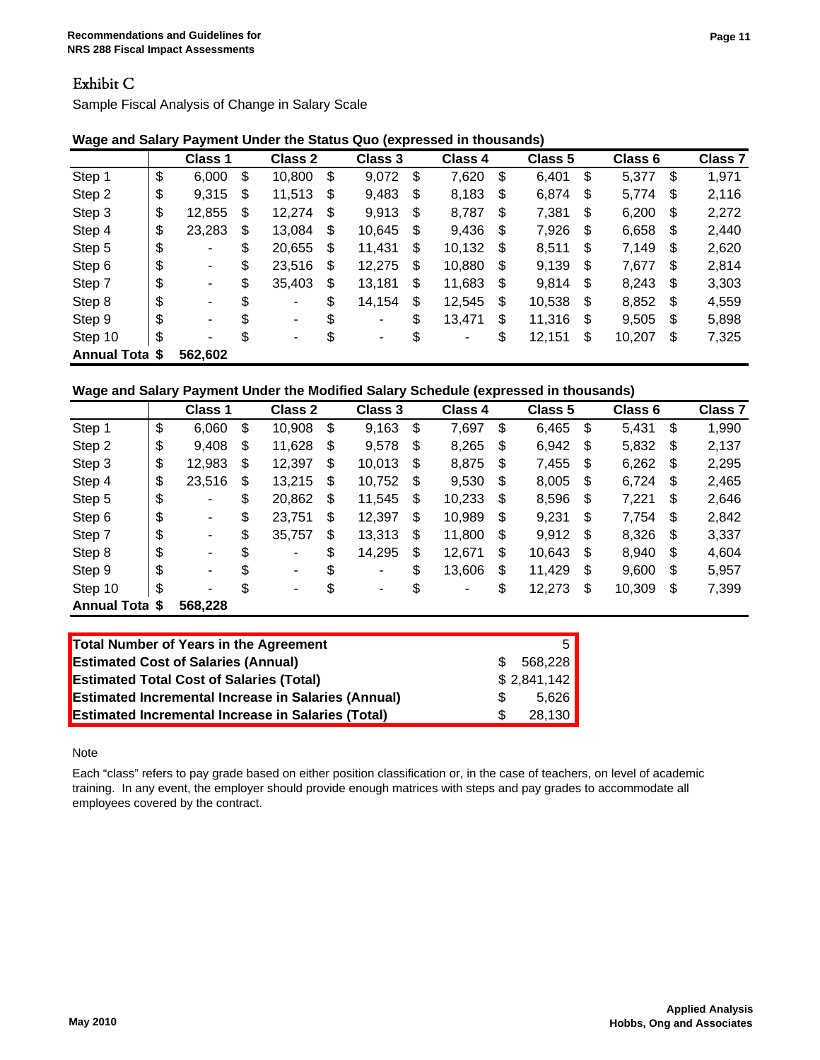## Exhibit C

Sample Fiscal Analysis of Change in Salary Scale

**Wage and Salary Payment Under the Status Quo (expressed in thousands)**

| | Class 1 | Class 2 | Class 3 | Class 4 | Class 5 | Class 6 | Class 7 |
|---|---|---|---|---|---|---|---|
| Step 1 | $ 6,000 | $ 10,800 | $ 9,072 | $ 7,620 | $ 6,401 | $ 5,377 | $ 1,971 |
| Step 2 | $ 9,315 | $ 11,513 | $ 9,483 | $ 8,183 | $ 6,874 | $ 5,774 | $ 2,116 |
| Step 3 | $ 12,855 | $ 12,274 | $ 9,913 | $ 8,787 | $ 7,381 | $ 6,200 | $ 2,272 |
| Step 4 | $ 23,283 | $ 13,084 | $ 10,645 | $ 9,436 | $ 7,926 | $ 6,658 | $ 2,440 |
| Step 5 | $ - | $ 20,655 | $ 11,431 | $ 10,132 | $ 8,511 | $ 7,149 | $ 2,620 |
| Step 6 | $ - | $ 23,516 | $ 12,275 | $ 10,880 | $ 9,139 | $ 7,677 | $ 2,814 |
| Step 7 | $ - | $ 35,403 | $ 13,181 | $ 11,683 | $ 9,814 | $ 8,243 | $ 3,303 |
| Step 8 | $ - | $ - | $ 14,154 | $ 12,545 | $ 10,538 | $ 8,852 | $ 4,559 |
| Step 9 | $ - | $ - | $ - | $ 13,471 | $ 11,316 | $ 9,505 | $ 5,898 |
| Step 10 | $ - | $ - | $ - | $ - | $ 12,151 | $ 10,207 | $ 7,325 |
| **Annual Tota** | **$ 562,602** | | | | | | |

**Wage and Salary Payment Under the Modified Salary Schedule (expressed in thousands)**

| | Class 1 | Class 2 | Class 3 | Class 4 | Class 5 | Class 6 | Class 7 |
|---|---|---|---|---|---|---|---|
| Step 1 | $ 6,060 | $ 10,908 | $ 9,163 | $ 7,697 | $ 6,465 | $ 5,431 | $ 1,990 |
| Step 2 | $ 9,408 | $ 11,628 | $ 9,578 | $ 8,265 | $ 6,942 | $ 5,832 | $ 2,137 |
| Step 3 | $ 12,983 | $ 12,397 | $ 10,013 | $ 8,875 | $ 7,455 | $ 6,262 | $ 2,295 |
| Step 4 | $ 23,516 | $ 13,215 | $ 10,752 | $ 9,530 | $ 8,005 | $ 6,724 | $ 2,465 |
| Step 5 | $ - | $ 20,862 | $ 11,545 | $ 10,233 | $ 8,596 | $ 7,221 | $ 2,646 |
| Step 6 | $ - | $ 23,751 | $ 12,397 | $ 10,989 | $ 9,231 | $ 7,754 | $ 2,842 |
| Step 7 | $ - | $ 35,757 | $ 13,313 | $ 11,800 | $ 9,912 | $ 8,326 | $ 3,337 |
| Step 8 | $ - | $ - | $ 14,295 | $ 12,671 | $ 10,643 | $ 8,940 | $ 4,604 |
| Step 9 | $ - | $ - | $ - | $ 13,606 | $ 11,429 | $ 9,600 | $ 5,957 |
| Step 10 | $ - | $ - | $ - | $ - | $ 12,273 | $ 10,309 | $ 7,399 |
| **Annual Tota** | **$ 568,228** | | | | | | |

| | |
|---|---|
| **Total Number of Years in the Agreement** | 5 |
| **Estimated Cost of Salaries (Annual)** | $ 568,228 |
| **Estimated Total Cost of Salaries (Total)** | $ 2,841,142 |
| **Estimated Incremental Increase in Salaries (Annual)** | $ 5,626 |
| **Estimated Incremental Increase in Salaries (Total)** | $ 28,130 |

Note

Each "class" refers to pay grade based on either position classification or, in the case of teachers, on level of academic training. In any event, the employer should provide enough matrices with steps and pay grades to accommodate all employees covered by the contract.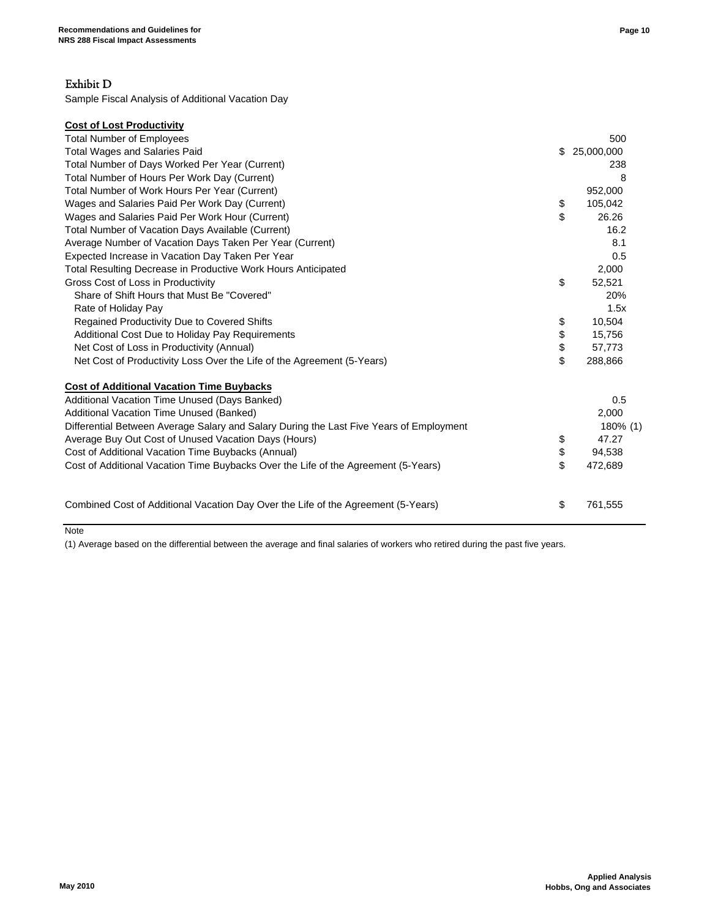## Exhibit D

Sample Fiscal Analysis of Additional Vacation Day

| **Cost of Lost Productivity** | |
|---|---|
| Total Number of Employees | 500 |
| Total Wages and Salaries Paid | $ 25,000,000 |
| Total Number of Days Worked Per Year (Current) | 238 |
| Total Number of Hours Per Work Day (Current) | 8 |
| Total Number of Work Hours Per Year (Current) | 952,000 |
| Wages and Salaries Paid Per Work Day (Current) | $ 105,042 |
| Wages and Salaries Paid Per Work Hour (Current) | $ 26.26 |
| Total Number of Vacation Days Available (Current) | 16.2 |
| Average Number of Vacation Days Taken Per Year (Current) | 8.1 |
| Expected Increase in Vacation Day Taken Per Year | 0.5 |
| Total Resulting Decrease in Productive Work Hours Anticipated | 2,000 |
| Gross Cost of Loss in Productivity | $ 52,521 |
| Share of Shift Hours that Must Be "Covered" | 20% |
| Rate of Holiday Pay | 1.5x |
| Regained Productivity Due to Covered Shifts | $ 10,504 |
| Additional Cost Due to Holiday Pay Requirements | $ 15,756 |
| Net Cost of Loss in Productivity (Annual) | $ 57,773 |
| Net Cost of Productivity Loss Over the Life of the Agreement (5-Years) | $ 288,866 |
| | |
| **Cost of Additional Vacation Time Buybacks** | |
| Additional Vacation Time Unused (Days Banked) | 0.5 |
| Additional Vacation Time Unused (Banked) | 2,000 |
| Differential Between Average Salary and Salary During the Last Five Years of Employment | 180% (1) |
| Average Buy Out Cost of Unused Vacation Days (Hours) | $ 47.27 |
| Cost of Additional Vacation Time Buybacks (Annual) | $ 94,538 |
| Cost of Additional Vacation Time Buybacks Over the Life of the Agreement (5-Years) | $ 472,689 |
| | |
| Combined Cost of Additional Vacation Day Over the Life of the Agreement (5-Years) | $ 761,555 |

Note

(1) Average based on the differential between the average and final salaries of workers who retired during the past five years.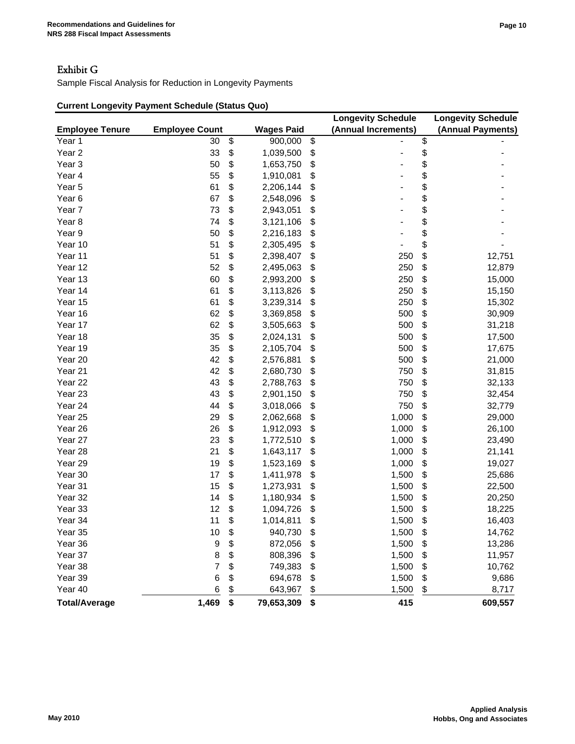# Exhibit G

Sample Fiscal Analysis for Reduction in Longevity Payments

**Current Longevity Payment Schedule (Status Quo)**

| Employee Tenure | Employee Count | Wages Paid | Longevity Schedule (Annual Increments) | Longevity Schedule (Annual Payments) |
|---|---|---|---|---|
| Year 1 | 30 | $ 900,000 | $ - | $ - |
| Year 2 | 33 | $ 1,039,500 | $ - | $ - |
| Year 3 | 50 | $ 1,653,750 | $ - | $ - |
| Year 4 | 55 | $ 1,910,081 | $ - | $ - |
| Year 5 | 61 | $ 2,206,144 | $ - | $ - |
| Year 6 | 67 | $ 2,548,096 | $ - | $ - |
| Year 7 | 73 | $ 2,943,051 | $ - | $ - |
| Year 8 | 74 | $ 3,121,106 | $ - | $ - |
| Year 9 | 50 | $ 2,216,183 | $ - | $ - |
| Year 10 | 51 | $ 2,305,495 | $ - | $ - |
| Year 11 | 51 | $ 2,398,407 | $ 250 | $ 12,751 |
| Year 12 | 52 | $ 2,495,063 | $ 250 | $ 12,879 |
| Year 13 | 60 | $ 2,993,200 | $ 250 | $ 15,000 |
| Year 14 | 61 | $ 3,113,826 | $ 250 | $ 15,150 |
| Year 15 | 61 | $ 3,239,314 | $ 250 | $ 15,302 |
| Year 16 | 62 | $ 3,369,858 | $ 500 | $ 30,909 |
| Year 17 | 62 | $ 3,505,663 | $ 500 | $ 31,218 |
| Year 18 | 35 | $ 2,024,131 | $ 500 | $ 17,500 |
| Year 19 | 35 | $ 2,105,704 | $ 500 | $ 17,675 |
| Year 20 | 42 | $ 2,576,881 | $ 500 | $ 21,000 |
| Year 21 | 42 | $ 2,680,730 | $ 750 | $ 31,815 |
| Year 22 | 43 | $ 2,788,763 | $ 750 | $ 32,133 |
| Year 23 | 43 | $ 2,901,150 | $ 750 | $ 32,454 |
| Year 24 | 44 | $ 3,018,066 | $ 750 | $ 32,779 |
| Year 25 | 29 | $ 2,062,668 | $ 1,000 | $ 29,000 |
| Year 26 | 26 | $ 1,912,093 | $ 1,000 | $ 26,100 |
| Year 27 | 23 | $ 1,772,510 | $ 1,000 | $ 23,490 |
| Year 28 | 21 | $ 1,643,117 | $ 1,000 | $ 21,141 |
| Year 29 | 19 | $ 1,523,169 | $ 1,000 | $ 19,027 |
| Year 30 | 17 | $ 1,411,978 | $ 1,500 | $ 25,686 |
| Year 31 | 15 | $ 1,273,931 | $ 1,500 | $ 22,500 |
| Year 32 | 14 | $ 1,180,934 | $ 1,500 | $ 20,250 |
| Year 33 | 12 | $ 1,094,726 | $ 1,500 | $ 18,225 |
| Year 34 | 11 | $ 1,014,811 | $ 1,500 | $ 16,403 |
| Year 35 | 10 | $ 940,730 | $ 1,500 | $ 14,762 |
| Year 36 | 9 | $ 872,056 | $ 1,500 | $ 13,286 |
| Year 37 | 8 | $ 808,396 | $ 1,500 | $ 11,957 |
| Year 38 | 7 | $ 749,383 | $ 1,500 | $ 10,762 |
| Year 39 | 6 | $ 694,678 | $ 1,500 | $ 9,686 |
| Year 40 | 6 | $ 643,967 | $ 1,500 | $ 8,717 |
| **Total/Average** | **1,469** | **$ 79,653,309** | **$ 415** | **609,557** |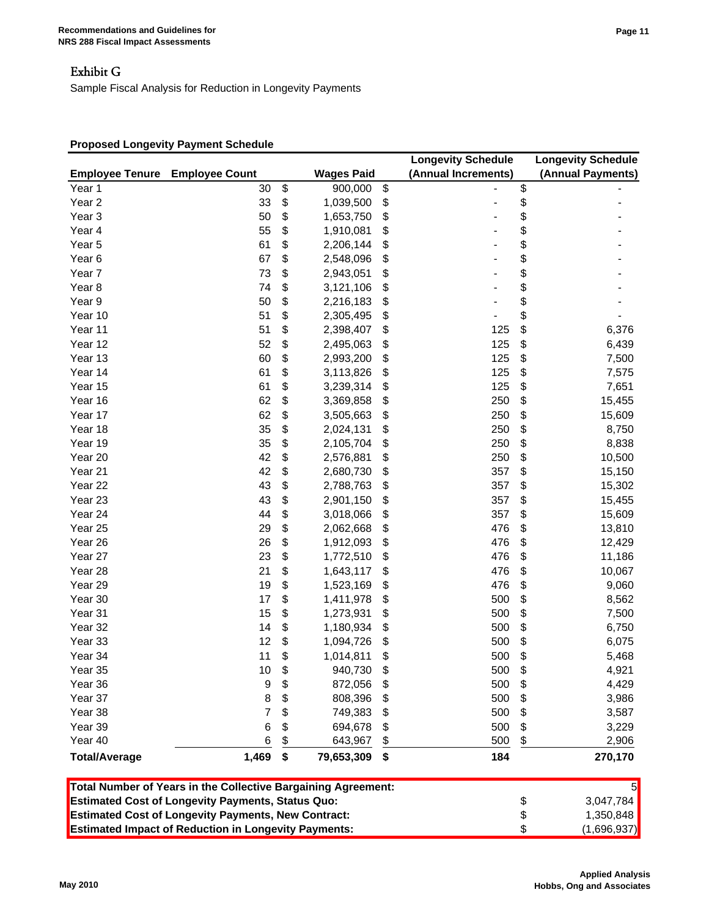# Exhibit G

Sample Fiscal Analysis for Reduction in Longevity Payments

**Proposed Longevity Payment Schedule**

| Employee Tenure | Employee Count | Wages Paid | Longevity Schedule (Annual Increments) | Longevity Schedule (Annual Payments) |
|---|---|---|---|---|
| Year 1 | 30 | $ 900,000 | $ - | $ - |
| Year 2 | 33 | $ 1,039,500 | $ - | $ - |
| Year 3 | 50 | $ 1,653,750 | $ - | $ - |
| Year 4 | 55 | $ 1,910,081 | $ - | $ - |
| Year 5 | 61 | $ 2,206,144 | $ - | $ - |
| Year 6 | 67 | $ 2,548,096 | $ - | $ - |
| Year 7 | 73 | $ 2,943,051 | $ - | $ - |
| Year 8 | 74 | $ 3,121,106 | $ - | $ - |
| Year 9 | 50 | $ 2,216,183 | $ - | $ - |
| Year 10 | 51 | $ 2,305,495 | $ - | $ - |
| Year 11 | 51 | $ 2,398,407 | $ 125 | $ 6,376 |
| Year 12 | 52 | $ 2,495,063 | $ 125 | $ 6,439 |
| Year 13 | 60 | $ 2,993,200 | $ 125 | $ 7,500 |
| Year 14 | 61 | $ 3,113,826 | $ 125 | $ 7,575 |
| Year 15 | 61 | $ 3,239,314 | $ 125 | $ 7,651 |
| Year 16 | 62 | $ 3,369,858 | $ 250 | $ 15,455 |
| Year 17 | 62 | $ 3,505,663 | $ 250 | $ 15,609 |
| Year 18 | 35 | $ 2,024,131 | $ 250 | $ 8,750 |
| Year 19 | 35 | $ 2,105,704 | $ 250 | $ 8,838 |
| Year 20 | 42 | $ 2,576,881 | $ 250 | $ 10,500 |
| Year 21 | 42 | $ 2,680,730 | $ 357 | $ 15,150 |
| Year 22 | 43 | $ 2,788,763 | $ 357 | $ 15,302 |
| Year 23 | 43 | $ 2,901,150 | $ 357 | $ 15,455 |
| Year 24 | 44 | $ 3,018,066 | $ 357 | $ 15,609 |
| Year 25 | 29 | $ 2,062,668 | $ 476 | $ 13,810 |
| Year 26 | 26 | $ 1,912,093 | $ 476 | $ 12,429 |
| Year 27 | 23 | $ 1,772,510 | $ 476 | $ 11,186 |
| Year 28 | 21 | $ 1,643,117 | $ 476 | $ 10,067 |
| Year 29 | 19 | $ 1,523,169 | $ 476 | $ 9,060 |
| Year 30 | 17 | $ 1,411,978 | $ 500 | $ 8,562 |
| Year 31 | 15 | $ 1,273,931 | $ 500 | $ 7,500 |
| Year 32 | 14 | $ 1,180,934 | $ 500 | $ 6,750 |
| Year 33 | 12 | $ 1,094,726 | $ 500 | $ 6,075 |
| Year 34 | 11 | $ 1,014,811 | $ 500 | $ 5,468 |
| Year 35 | 10 | $ 940,730 | $ 500 | $ 4,921 |
| Year 36 | 9 | $ 872,056 | $ 500 | $ 4,429 |
| Year 37 | 8 | $ 808,396 | $ 500 | $ 3,986 |
| Year 38 | 7 | $ 749,383 | $ 500 | $ 3,587 |
| Year 39 | 6 | $ 694,678 | $ 500 | $ 3,229 |
| Year 40 | 6 | $ 643,967 | $ 500 | $ 2,906 |
| **Total/Average** | **1,469** | **$ 79,653,309** | **$ 184** | **270,170** |

| | |
|---|---|
| **Total Number of Years in the Collective Bargaining Agreement:** | 5 |
| **Estimated Cost of Longevity Payments, Status Quo:** | $ 3,047,784 |
| **Estimated Cost of Longevity Payments, New Contract:** | $ 1,350,848 |
| **Estimated Impact of Reduction in Longevity Payments:** | $ (1,696,937) |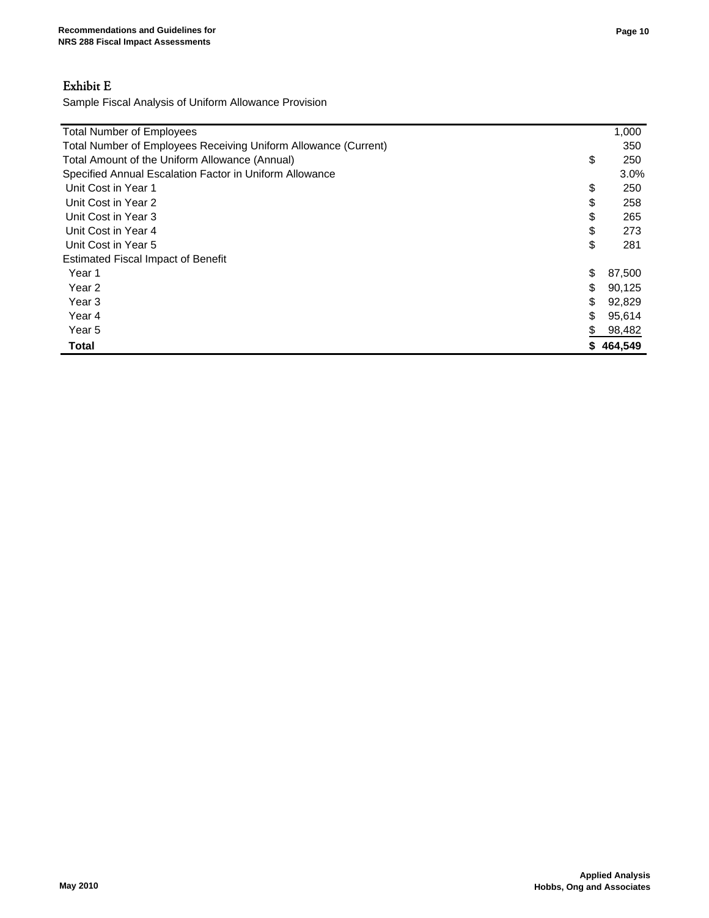## Exhibit E

Sample Fiscal Analysis of Uniform Allowance Provision

| | |
|---|---|
| Total Number of Employees | 1,000 |
| Total Number of Employees Receiving Uniform Allowance (Current) | 350 |
| Total Amount of the Uniform Allowance (Annual) | $ 250 |
| Specified Annual Escalation Factor in Uniform Allowance | 3.0% |
| Unit Cost in Year 1 | $ 250 |
| Unit Cost in Year 2 | $ 258 |
| Unit Cost in Year 3 | $ 265 |
| Unit Cost in Year 4 | $ 273 |
| Unit Cost in Year 5 | $ 281 |
| Estimated Fiscal Impact of Benefit | |
| Year 1 | $ 87,500 |
| Year 2 | $ 90,125 |
| Year 3 | $ 92,829 |
| Year 4 | $ 95,614 |
| Year 5 | $ 98,482 |
| **Total** | **$ 464,549** |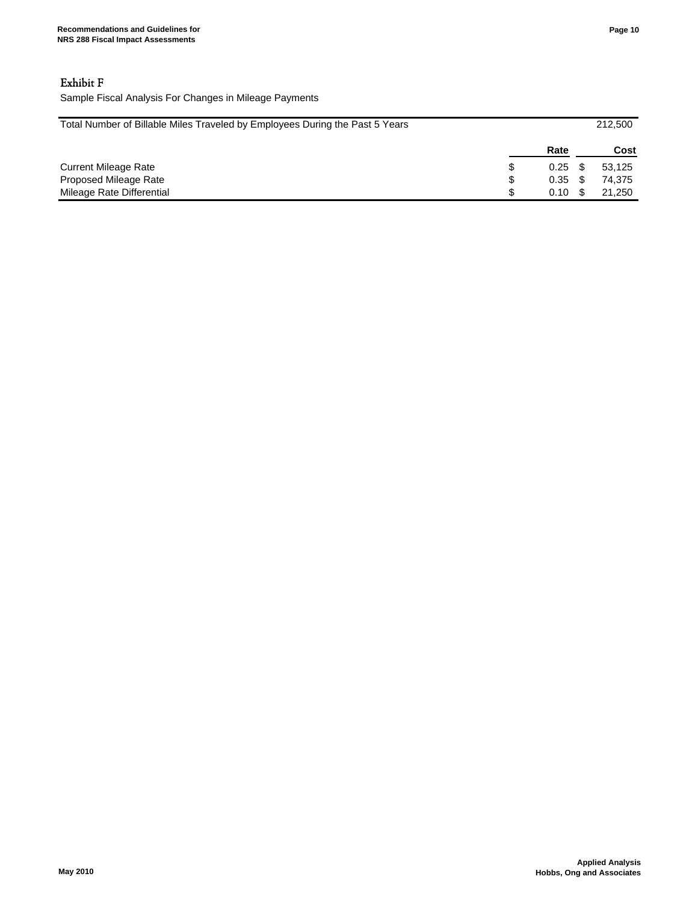## Exhibit F

Sample Fiscal Analysis For Changes in Mileage Payments

| | | |
|---|---|---|
| Total Number of Billable Miles Traveled by Employees During the Past 5 Years | | 212,500 |
| | **Rate** | **Cost** |
| Current Mileage Rate | $ 0.25 | $ 53,125 |
| Proposed Mileage Rate | $ 0.35 | $ 74,375 |
| Mileage Rate Differential | $ 0.10 | $ 21,250 |